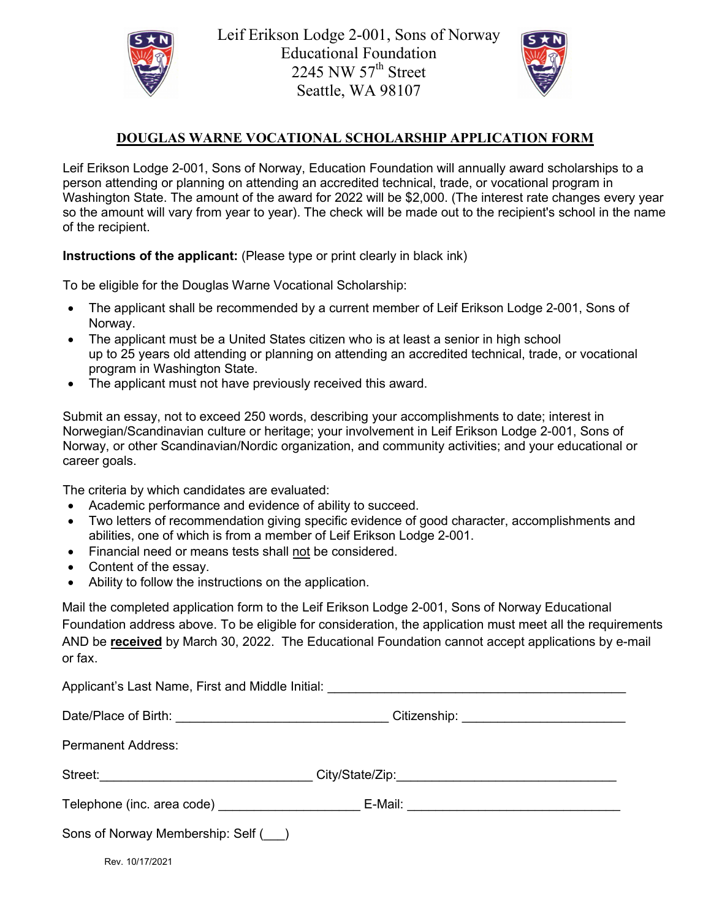Leif Erikson Lodge 2-001, Sons of Norway
Educational Foundation
2245 NW 57th Street
Seattle, WA 98107

## DOUGLAS WARNE VOCATIONAL SCHOLARSHIP APPLICATION FORM

Leif Erikson Lodge 2-001, Sons of Norway, Education Foundation will annually award scholarships to a person attending or planning on attending an accredited technical, trade, or vocational program in Washington State. The amount of the award for 2022 will be $2,000. (The interest rate changes every year so the amount will vary from year to year). The check will be made out to the recipient's school in the name of the recipient.

**Instructions of the applicant:** (Please type or print clearly in black ink)

To be eligible for the Douglas Warne Vocational Scholarship:

- The applicant shall be recommended by a current member of Leif Erikson Lodge 2-001, Sons of Norway.
- The applicant must be a United States citizen who is at least a senior in high school up to 25 years old attending or planning on attending an accredited technical, trade, or vocational program in Washington State.
- The applicant must not have previously received this award.

Submit an essay, not to exceed 250 words, describing your accomplishments to date; interest in Norwegian/Scandinavian culture or heritage; your involvement in Leif Erikson Lodge 2-001, Sons of Norway, or other Scandinavian/Nordic organization, and community activities; and your educational or career goals.

The criteria by which candidates are evaluated:

- Academic performance and evidence of ability to succeed.
- Two letters of recommendation giving specific evidence of good character, accomplishments and abilities, one of which is from a member of Leif Erikson Lodge 2-001.
- Financial need or means tests shall not be considered.
- Content of the essay.
- Ability to follow the instructions on the application.

Mail the completed application form to the Leif Erikson Lodge 2-001, Sons of Norway Educational Foundation address above. To be eligible for consideration, the application must meet all the requirements AND be **received** by March 30, 2022. The Educational Foundation cannot accept applications by e-mail or fax.

Applicant's Last Name, First and Middle Initial: ___________________________________________

Date/Place of Birth: ______________________________ Citizenship: ________________________

Permanent Address:

Street:______________________________ City/State/Zip:_______________________________

Telephone (inc. area code) ____________________ E-Mail: ______________________________

Sons of Norway Membership: Self (___)

Rev. 10/17/2021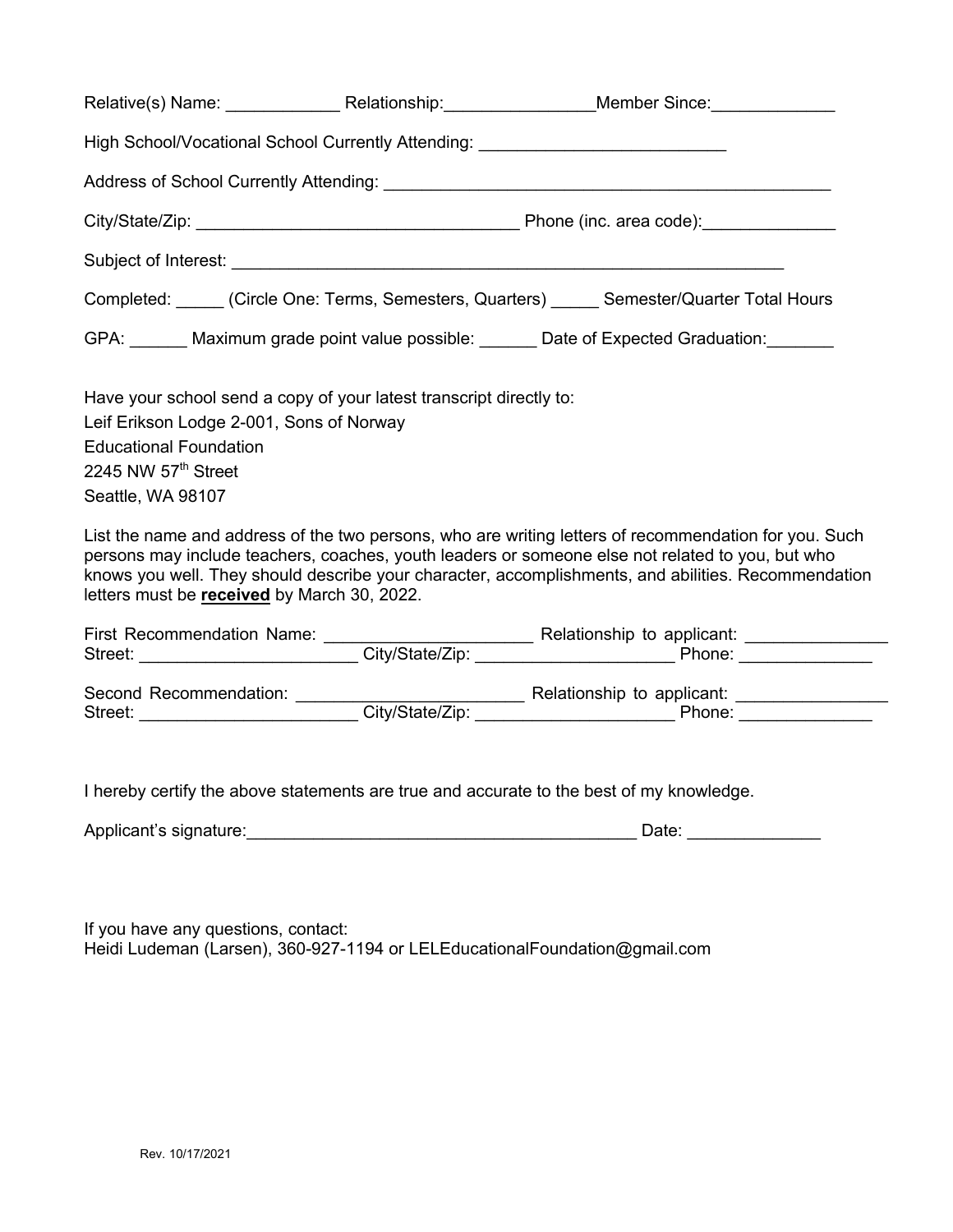Relative(s) Name: ____________ Relationship:_______________Member Since:_____________

High School/Vocational School Currently Attending: __________________________

Address of School Currently Attending: _______________________________________________

City/State/Zip: __________________________________ Phone (inc. area code):______________

Subject of Interest: ____________________________________________________________

Completed: _____ (Circle One: Terms, Semesters, Quarters) _____ Semester/Quarter Total Hours

GPA: ______ Maximum grade point value possible: ______ Date of Expected Graduation:_______

Have your school send a copy of your latest transcript directly to:
Leif Erikson Lodge 2-001, Sons of Norway
Educational Foundation
2245 NW 57th Street
Seattle, WA 98107

List the name and address of the two persons, who are writing letters of recommendation for you. Such persons may include teachers, coaches, youth leaders or someone else not related to you, but who knows you well. They should describe your character, accomplishments, and abilities. Recommendation letters must be **received** by March 30, 2022.

First Recommendation Name: ______________________ Relationship to applicant: _______________
Street: _______________________ City/State/Zip: _____________________ Phone: ______________

Second Recommendation: ________________________ Relationship to applicant: ________________
Street: _______________________ City/State/Zip: _____________________ Phone: ______________

I hereby certify the above statements are true and accurate to the best of my knowledge.

Applicant's signature:_________________________________________ Date: ______________

If you have any questions, contact:
Heidi Ludeman (Larsen), 360-927-1194 or LELEducationalFoundation@gmail.com

Rev. 10/17/2021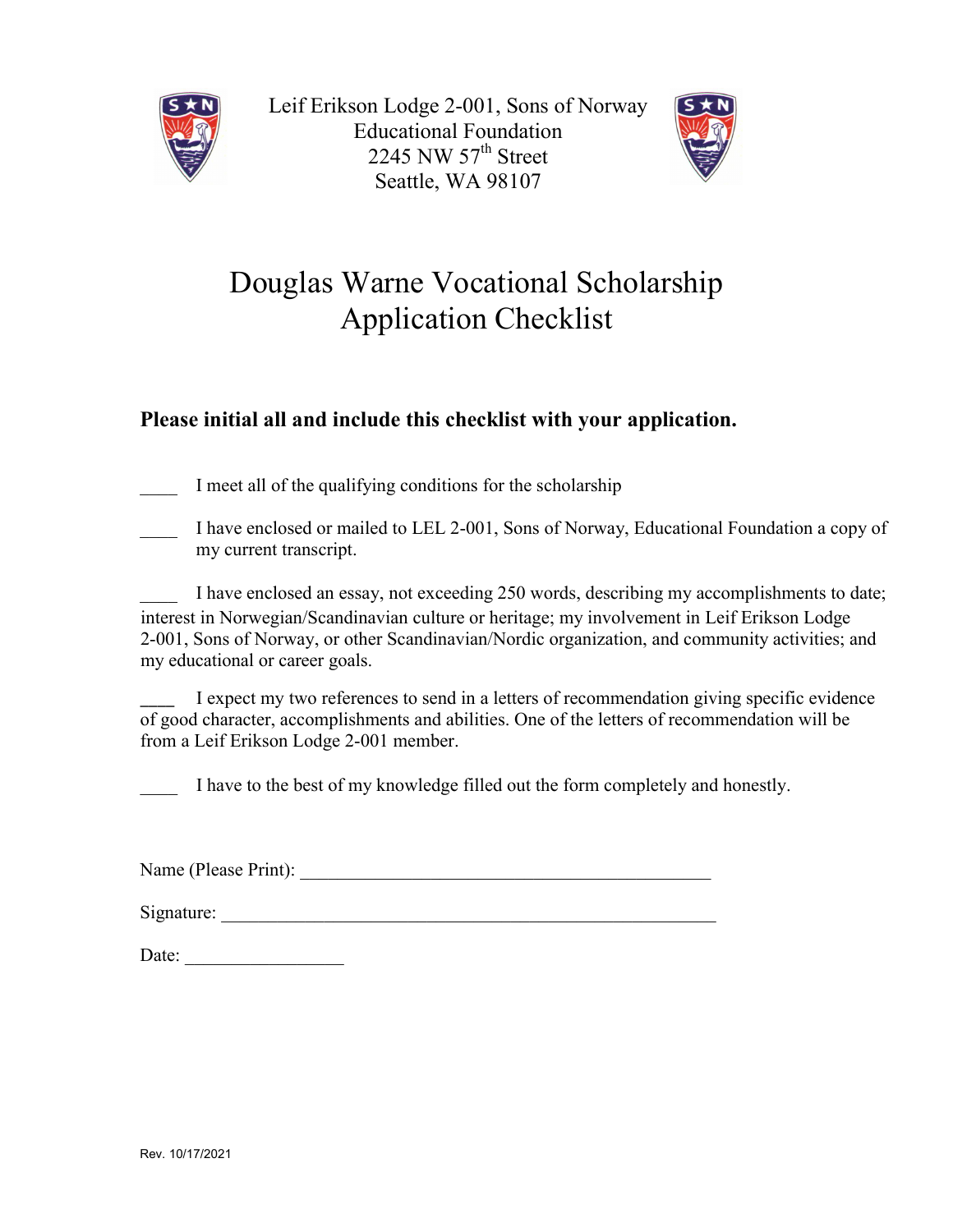Leif Erikson Lodge 2-001, Sons of Norway
Educational Foundation
2245 NW 57th Street
Seattle, WA 98107

# Douglas Warne Vocational Scholarship Application Checklist

**Please initial all and include this checklist with your application.**

____ I meet all of the qualifying conditions for the scholarship

____ I have enclosed or mailed to LEL 2-001, Sons of Norway, Educational Foundation a copy of my current transcript.

____ I have enclosed an essay, not exceeding 250 words, describing my accomplishments to date; interest in Norwegian/Scandinavian culture or heritage; my involvement in Leif Erikson Lodge 2-001, Sons of Norway, or other Scandinavian/Nordic organization, and community activities; and my educational or career goals.

____ I expect my two references to send in a letters of recommendation giving specific evidence of good character, accomplishments and abilities. One of the letters of recommendation will be from a Leif Erikson Lodge 2-001 member.

____ I have to the best of my knowledge filled out the form completely and honestly.

Name (Please Print): ______________________________________________

Signature: ______________________________________________________

Date: _________________

Rev. 10/17/2021